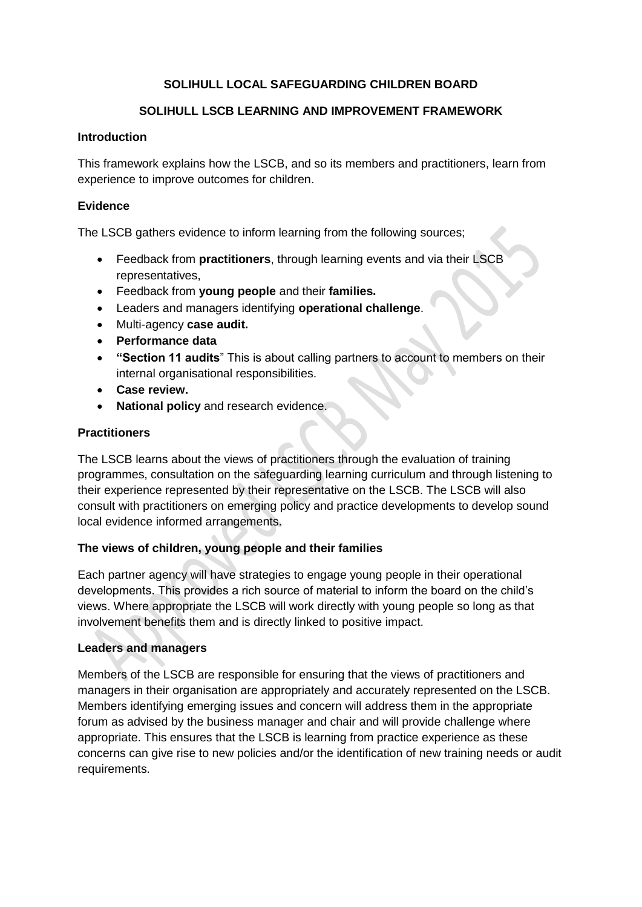# SOLIHULL LOCAL SAFEGUARDING CHILDREN BOARD

## SOLIHULL LSCB LEARNING AND IMPROVEMENT FRAMEWORK

### Introduction

This framework explains how the LSCB, and so its members and practitioners, learn from experience to improve outcomes for children.

### Evidence

The LSCB gathers evidence to inform learning from the following sources;

- Feedback from **practitioners**, through learning events and via their LSCB representatives,
- Feedback from **young people** and their **families.**
- Leaders and managers identifying **operational challenge**.
- Multi-agency **case audit.**
- **Performance data**
- **"Section 11 audits**" This is about calling partners to account to members on their internal organisational responsibilities.
- **Case review.**
- **National policy** and research evidence.

### Practitioners

The LSCB learns about the views of practitioners through the evaluation of training programmes, consultation on the safeguarding learning curriculum and through listening to their experience represented by their representative on the LSCB. The LSCB will also consult with practitioners on emerging policy and practice developments to develop sound local evidence informed arrangements.

### The views of children, young people and their families

Each partner agency will have strategies to engage young people in their operational developments. This provides a rich source of material to inform the board on the child's views. Where appropriate the LSCB will work directly with young people so long as that involvement benefits them and is directly linked to positive impact.

### Leaders and managers

Members of the LSCB are responsible for ensuring that the views of practitioners and managers in their organisation are appropriately and accurately represented on the LSCB. Members identifying emerging issues and concern will address them in the appropriate forum as advised by the business manager and chair and will provide challenge where appropriate. This ensures that the LSCB is learning from practice experience as these concerns can give rise to new policies and/or the identification of new training needs or audit requirements.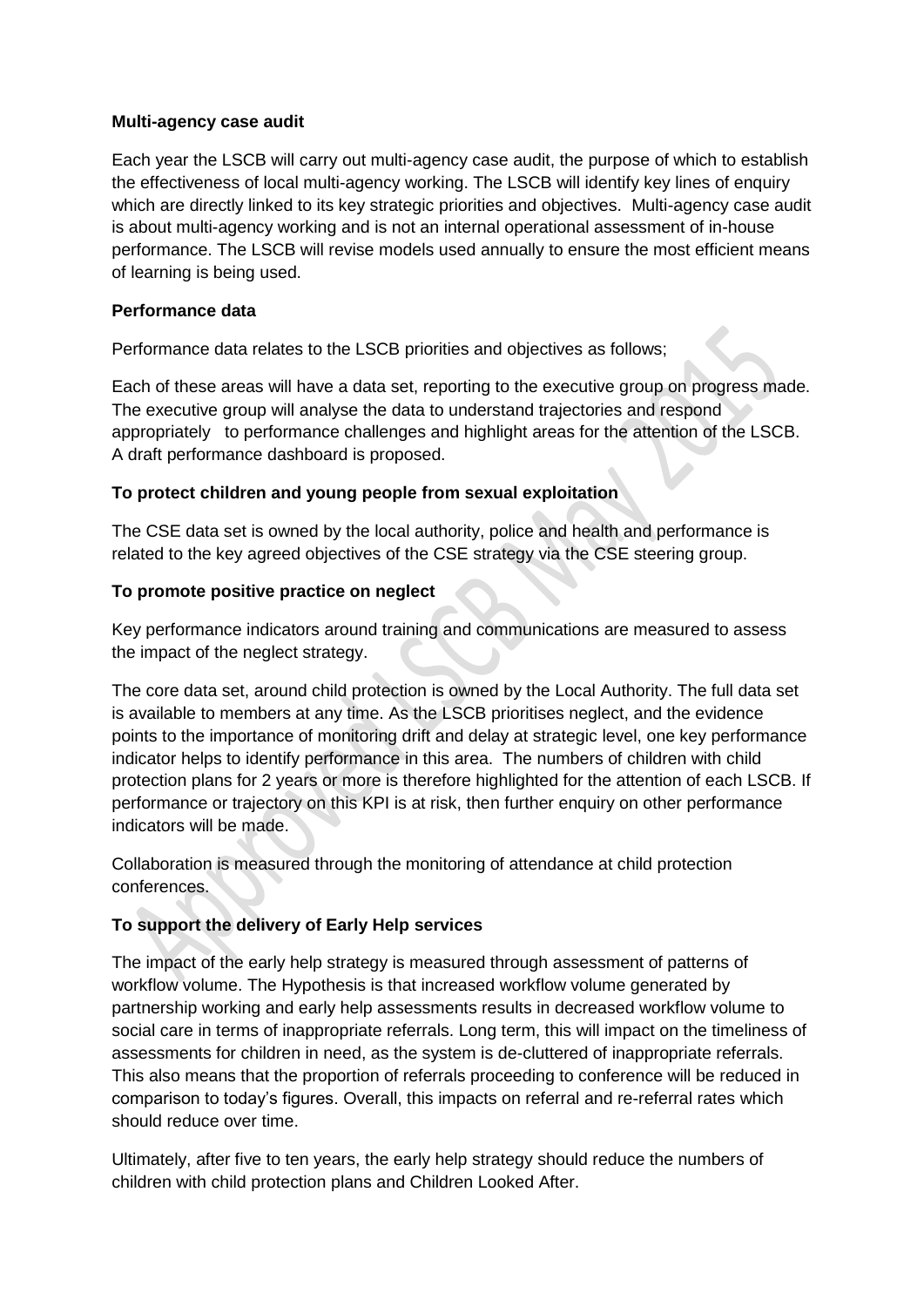**Multi-agency case audit**

Each year the LSCB will carry out multi-agency case audit, the purpose of which to establish the effectiveness of local multi-agency working. The LSCB will identify key lines of enquiry which are directly linked to its key strategic priorities and objectives. Multi-agency case audit is about multi-agency working and is not an internal operational assessment of in-house performance. The LSCB will revise models used annually to ensure the most efficient means of learning is being used.

**Performance data**

Performance data relates to the LSCB priorities and objectives as follows;

Each of these areas will have a data set, reporting to the executive group on progress made. The executive group will analyse the data to understand trajectories and respond appropriately to performance challenges and highlight areas for the attention of the LSCB. A draft performance dashboard is proposed.

**To protect children and young people from sexual exploitation**

The CSE data set is owned by the local authority, police and health and performance is related to the key agreed objectives of the CSE strategy via the CSE steering group.

**To promote positive practice on neglect**

Key performance indicators around training and communications are measured to assess the impact of the neglect strategy.

The core data set, around child protection is owned by the Local Authority. The full data set is available to members at any time. As the LSCB prioritises neglect, and the evidence points to the importance of monitoring drift and delay at strategic level, one key performance indicator helps to identify performance in this area. The numbers of children with child protection plans for 2 years or more is therefore highlighted for the attention of each LSCB. If performance or trajectory on this KPI is at risk, then further enquiry on other performance indicators will be made.

Collaboration is measured through the monitoring of attendance at child protection conferences.

**To support the delivery of Early Help services**

The impact of the early help strategy is measured through assessment of patterns of workflow volume. The Hypothesis is that increased workflow volume generated by partnership working and early help assessments results in decreased workflow volume to social care in terms of inappropriate referrals. Long term, this will impact on the timeliness of assessments for children in need, as the system is de-cluttered of inappropriate referrals. This also means that the proportion of referrals proceeding to conference will be reduced in comparison to today's figures. Overall, this impacts on referral and re-referral rates which should reduce over time.

Ultimately, after five to ten years, the early help strategy should reduce the numbers of children with child protection plans and Children Looked After.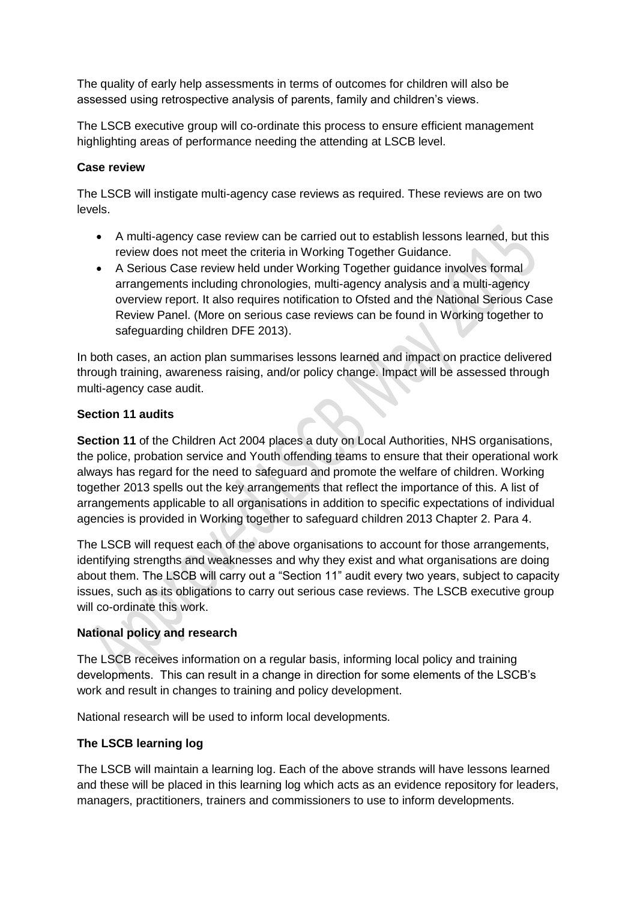The quality of early help assessments in terms of outcomes for children will also be assessed using retrospective analysis of parents, family and children's views.

The LSCB executive group will co-ordinate this process to ensure efficient management highlighting areas of performance needing the attending at LSCB level.

**Case review**

The LSCB will instigate multi-agency case reviews as required. These reviews are on two levels.

- A multi-agency case review can be carried out to establish lessons learned, but this review does not meet the criteria in Working Together Guidance.
- A Serious Case review held under Working Together guidance involves formal arrangements including chronologies, multi-agency analysis and a multi-agency overview report. It also requires notification to Ofsted and the National Serious Case Review Panel. (More on serious case reviews can be found in Working together to safeguarding children DFE 2013).

In both cases, an action plan summarises lessons learned and impact on practice delivered through training, awareness raising, and/or policy change. Impact will be assessed through multi-agency case audit.

**Section 11 audits**

**Section 11** of the Children Act 2004 places a duty on Local Authorities, NHS organisations, the police, probation service and Youth offending teams to ensure that their operational work always has regard for the need to safeguard and promote the welfare of children. Working together 2013 spells out the key arrangements that reflect the importance of this. A list of arrangements applicable to all organisations in addition to specific expectations of individual agencies is provided in Working together to safeguard children 2013 Chapter 2. Para 4.

The LSCB will request each of the above organisations to account for those arrangements, identifying strengths and weaknesses and why they exist and what organisations are doing about them. The LSCB will carry out a "Section 11" audit every two years, subject to capacity issues, such as its obligations to carry out serious case reviews. The LSCB executive group will co-ordinate this work.

**National policy and research**

The LSCB receives information on a regular basis, informing local policy and training developments. This can result in a change in direction for some elements of the LSCB's work and result in changes to training and policy development.

National research will be used to inform local developments.

**The LSCB learning log**

The LSCB will maintain a learning log. Each of the above strands will have lessons learned and these will be placed in this learning log which acts as an evidence repository for leaders, managers, practitioners, trainers and commissioners to use to inform developments.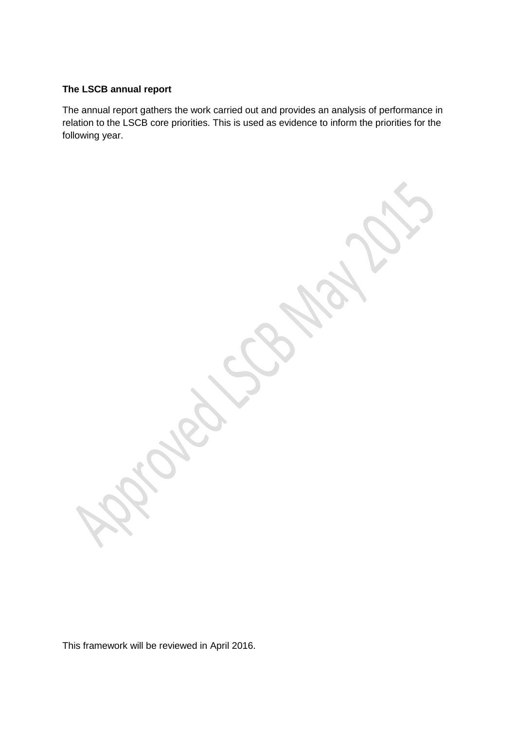**The LSCB annual report**

The annual report gathers the work carried out and provides an analysis of performance in relation to the LSCB core priorities. This is used as evidence to inform the priorities for the following year.

This framework will be reviewed in April 2016.